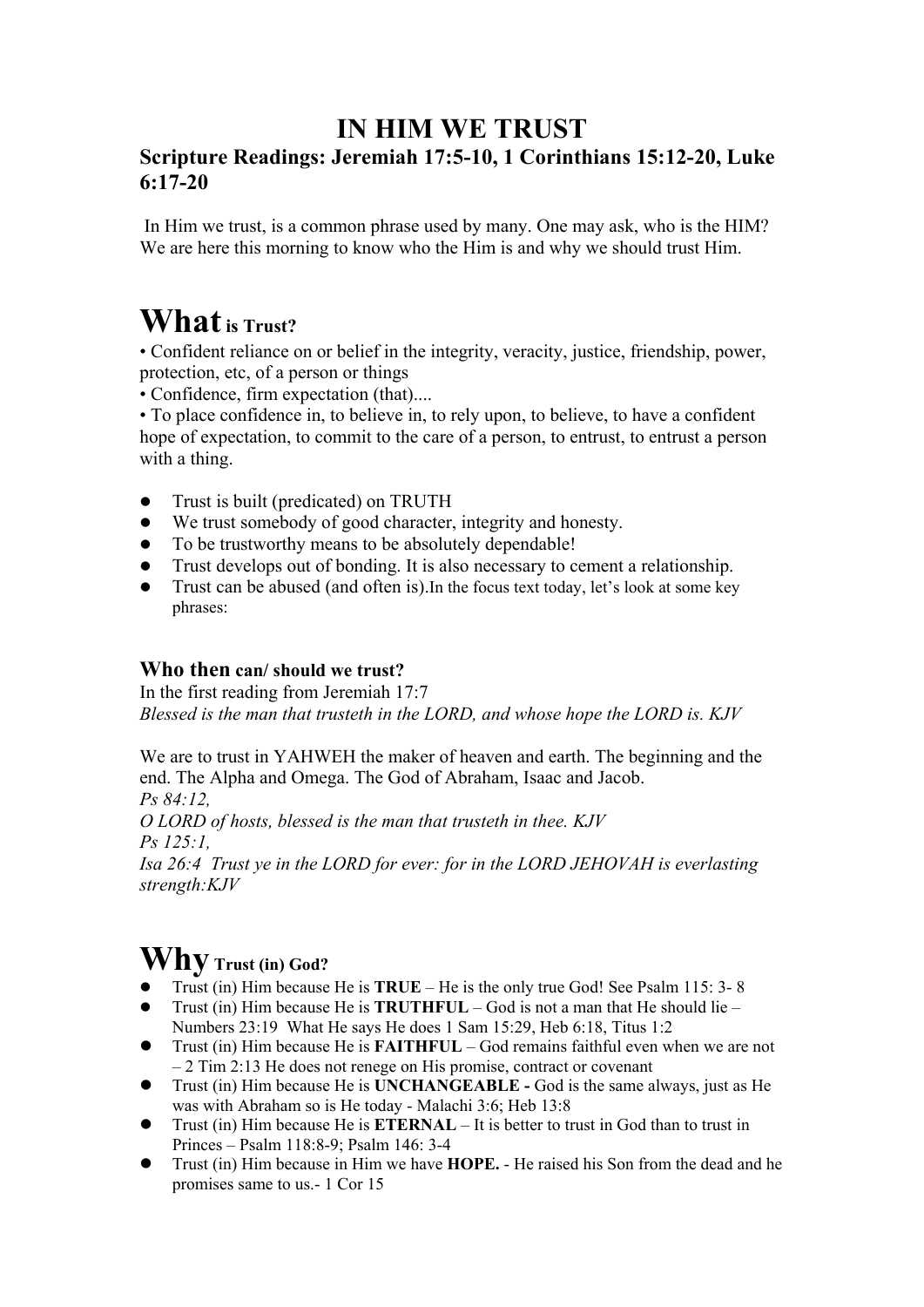# IN HIM WE TRUST

## Scripture Readings: Jeremiah 17:5-10, 1 Corinthians 15:12-20, Luke 6:17-20

In Him we trust, is a common phrase used by many. One may ask, who is the HIM? We are here this morning to know who the Him is and why we should trust Him.

# What is Trust?

- Confident reliance on or belief in the integrity, veracity, justice, friendship, power, protection, etc, of a person or things
- Confidence, firm expectation (that)....
- To place confidence in, to believe in, to rely upon, to believe, to have a confident hope of expectation, to commit to the care of a person, to entrust, to entrust a person with a thing.

- Trust is built (predicated) on TRUTH
- We trust somebody of good character, integrity and honesty.
- To be trustworthy means to be absolutely dependable!
- Trust develops out of bonding. It is also necessary to cement a relationship.
- Trust can be abused (and often is).In the focus text today, let's look at some key phrases:

### Who then can/ should we trust?

In the first reading from Jeremiah 17:7
*Blessed is the man that trusteth in the LORD, and whose hope the LORD is. KJV*

We are to trust in YAHWEH the maker of heaven and earth. The beginning and the end. The Alpha and Omega. The God of Abraham, Isaac and Jacob.
*Ps 84:12,*
*O LORD of hosts, blessed is the man that trusteth in thee. KJV*
*Ps 125:1,*
*Isa 26:4 Trust ye in the LORD for ever: for in the LORD JEHOVAH is everlasting strength:KJV*

# Why Trust (in) God?

- Trust (in) Him because He is **TRUE** – He is the only true God! See Psalm 115: 3- 8
- Trust (in) Him because He is **TRUTHFUL** – God is not a man that He should lie – Numbers 23:19 What He says He does 1 Sam 15:29, Heb 6:18, Titus 1:2
- Trust (in) Him because He is **FAITHFUL** – God remains faithful even when we are not – 2 Tim 2:13 He does not renege on His promise, contract or covenant
- Trust (in) Him because He is **UNCHANGEABLE -** God is the same always, just as He was with Abraham so is He today - Malachi 3:6; Heb 13:8
- Trust (in) Him because He is **ETERNAL** – It is better to trust in God than to trust in Princes – Psalm 118:8-9; Psalm 146: 3-4
- Trust (in) Him because in Him we have **HOPE.** - He raised his Son from the dead and he promises same to us.- 1 Cor 15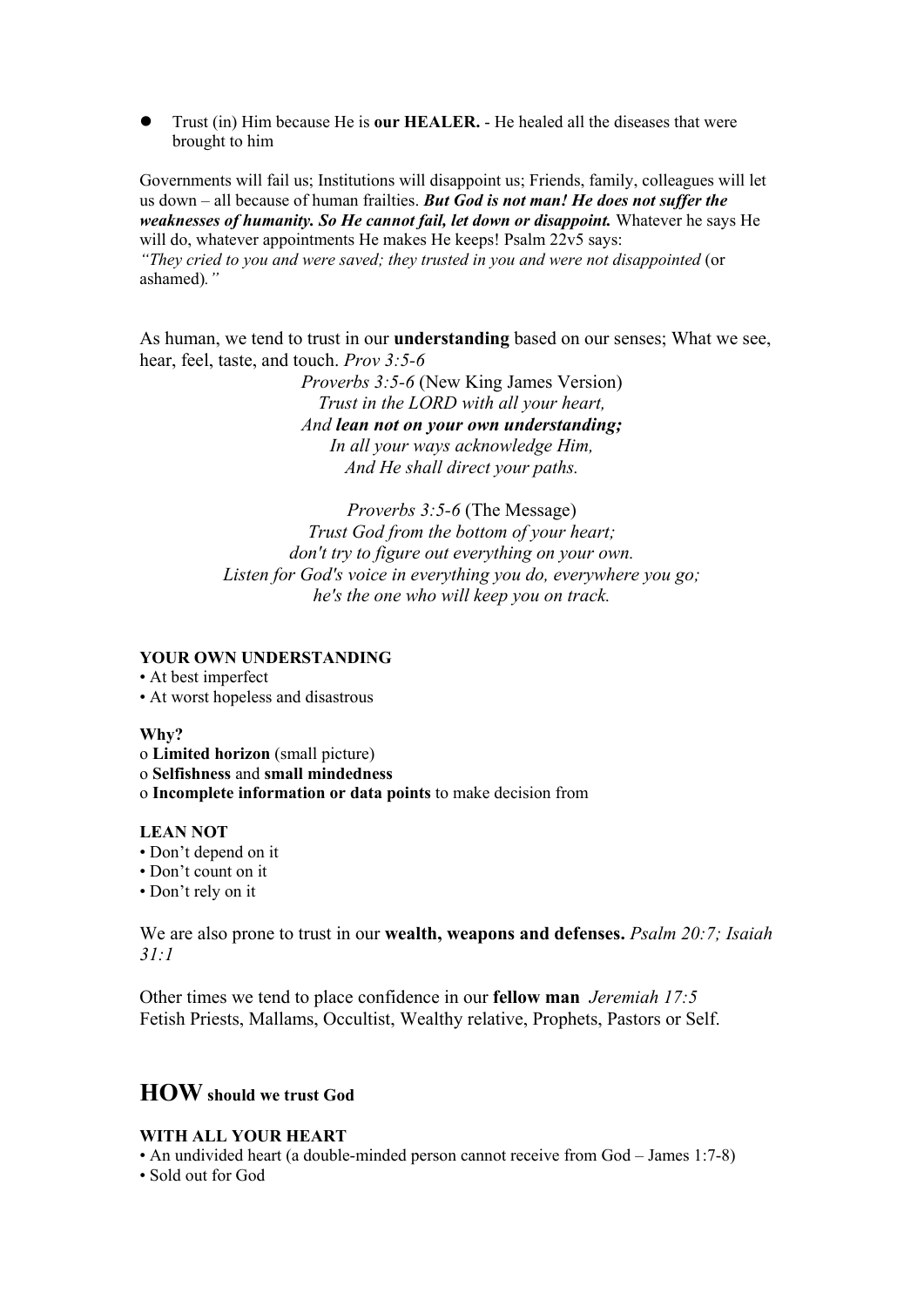- Trust (in) Him because He is **our HEALER.** - He healed all the diseases that were brought to him

Governments will fail us; Institutions will disappoint us; Friends, family, colleagues will let us down – all because of human frailties. ***But God is not man! He does not suffer the weaknesses of humanity. So He cannot fail, let down or disappoint.*** Whatever he says He will do, whatever appointments He makes He keeps! Psalm 22v5 says:
*"They cried to you and were saved; they trusted in you and were not disappointed* (or ashamed)*."*

As human, we tend to trust in our **understanding** based on our senses; What we see, hear, feel, taste, and touch. *Prov 3:5-6*

*Proverbs 3:5-6* (New King James Version)
*Trust in the LORD with all your heart,*
*And* ***lean not on your own understanding;***
*In all your ways acknowledge Him,*
*And He shall direct your paths.*

*Proverbs 3:5-6* (The Message)
*Trust God from the bottom of your heart;*
*don't try to figure out everything on your own.*
*Listen for God's voice in everything you do, everywhere you go;*
*he's the one who will keep you on track.*

**YOUR OWN UNDERSTANDING**

- At best imperfect
- At worst hopeless and disastrous

**Why?**

- **Limited horizon** (small picture)
- **Selfishness** and **small mindedness**
- **Incomplete information or data points** to make decision from

**LEAN NOT**

- Don't depend on it
- Don't count on it
- Don't rely on it

We are also prone to trust in our **wealth, weapons and defenses.** *Psalm 20:7; Isaiah 31:1*

Other times we tend to place confidence in our **fellow man** *Jeremiah 17:5*
Fetish Priests, Mallams, Occultist, Wealthy relative, Prophets, Pastors or Self.

## HOW should we trust God

**WITH ALL YOUR HEART**

- An undivided heart (a double-minded person cannot receive from God – James 1:7-8)
- Sold out for God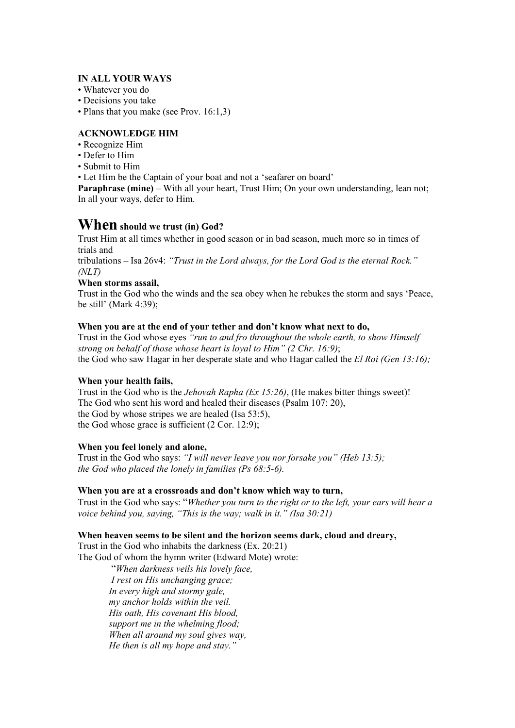**IN ALL YOUR WAYS**

- Whatever you do
- Decisions you take
- Plans that you make (see Prov. 16:1,3)

**ACKNOWLEDGE HIM**

- Recognize Him
- Defer to Him
- Submit to Him
- Let Him be the Captain of your boat and not a 'seafarer on board'

**Paraphrase (mine) –** With all your heart, Trust Him; On your own understanding, lean not; In all your ways, defer to Him.

## When should we trust (in) God?

Trust Him at all times whether in good season or in bad season, much more so in times of trials and
tribulations – Isa 26v4: *"Trust in the Lord always, for the Lord God is the eternal Rock." (NLT)*

**When storms assail,**
Trust in the God who the winds and the sea obey when he rebukes the storm and says 'Peace, be still' (Mark 4:39);

**When you are at the end of your tether and don't know what next to do,**
Trust in the God whose eyes *"run to and fro throughout the whole earth, to show Himself strong on behalf of those whose heart is loyal to Him" (2 Chr. 16:9)*;
the God who saw Hagar in her desperate state and who Hagar called the *El Roi (Gen 13:16);*

**When your health fails,**
Trust in the God who is the *Jehovah Rapha (Ex 15:26)*, (He makes bitter things sweet)!
The God who sent his word and healed their diseases (Psalm 107: 20),
the God by whose stripes we are healed (Isa 53:5),
the God whose grace is sufficient (2 Cor. 12:9);

**When you feel lonely and alone,**
Trust in the God who says: *"I will never leave you nor forsake you" (Heb 13:5); the God who placed the lonely in families (Ps 68:5-6).*

**When you are at a crossroads and don't know which way to turn,**
Trust in the God who says: "*Whether you turn to the right or to the left, your ears will hear a voice behind you, saying, "This is the way; walk in it." (Isa 30:21)*

**When heaven seems to be silent and the horizon seems dark, cloud and dreary,**
Trust in the God who inhabits the darkness (Ex. 20:21)
The God of whom the hymn writer (Edward Mote) wrote:

> "*When darkness veils his lovely face,*
> *I rest on His unchanging grace;*
> *In every high and stormy gale,*
> *my anchor holds within the veil.*
> *His oath, His covenant His blood,*
> *support me in the whelming flood;*
> *When all around my soul gives way,*
> *He then is all my hope and stay."*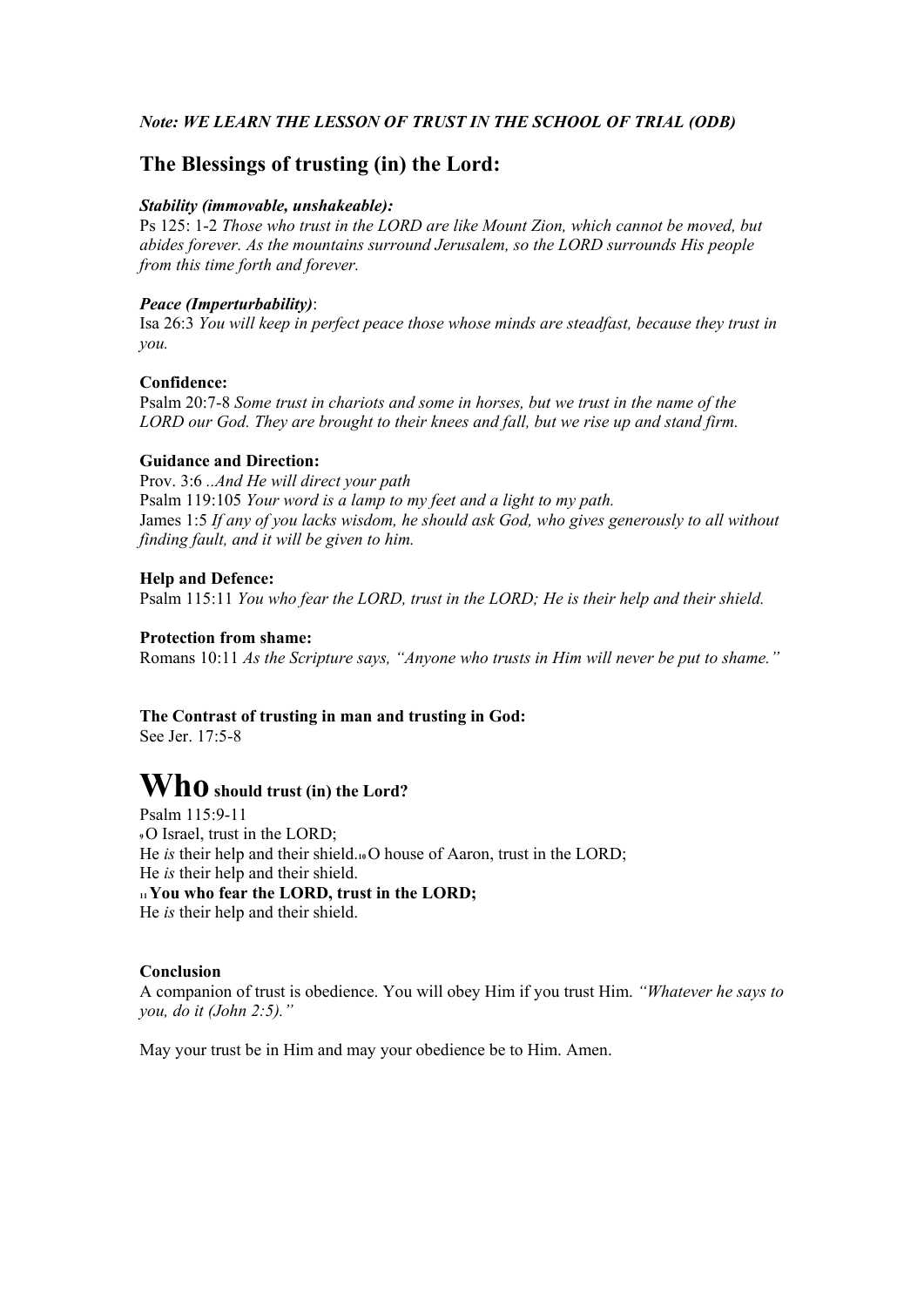*Note: **WE LEARN THE LESSON OF TRUST IN THE SCHOOL OF TRIAL (ODB)***

## The Blessings of trusting (in) the Lord:

***Stability (immovable, unshakeable):***
Ps 125: 1-2 *Those who trust in the LORD are like Mount Zion, which cannot be moved, but abides forever. As the mountains surround Jerusalem, so the LORD surrounds His people from this time forth and forever.*

***Peace (Imperturbability)***:
Isa 26:3 *You will keep in perfect peace those whose minds are steadfast, because they trust in you.*

**Confidence:**
Psalm 20:7-8 *Some trust in chariots and some in horses, but we trust in the name of the LORD our God. They are brought to their knees and fall, but we rise up and stand firm.*

**Guidance and Direction:**
Prov. 3:6 *..And He will direct your path*
Psalm 119:105 *Your word is a lamp to my feet and a light to my path.*
James 1:5 *If any of you lacks wisdom, he should ask God, who gives generously to all without finding fault, and it will be given to him.*

**Help and Defence:**
Psalm 115:11 *You who fear the LORD, trust in the LORD; He is their help and their shield.*

**Protection from shame:**
Romans 10:11 *As the Scripture says, "Anyone who trusts in Him will never be put to shame."*

**The Contrast of trusting in man and trusting in God:**
See Jer. 17:5-8

## Who should trust (in) the Lord?

Psalm 115:9-11
9 O Israel, trust in the LORD;
He *is* their help and their shield. 10 O house of Aaron, trust in the LORD;
He *is* their help and their shield.
11 **You who fear the LORD, trust in the LORD;**
He *is* their help and their shield.

**Conclusion**
A companion of trust is obedience. You will obey Him if you trust Him. *"Whatever he says to you, do it (John 2:5)."*

May your trust be in Him and may your obedience be to Him. Amen.